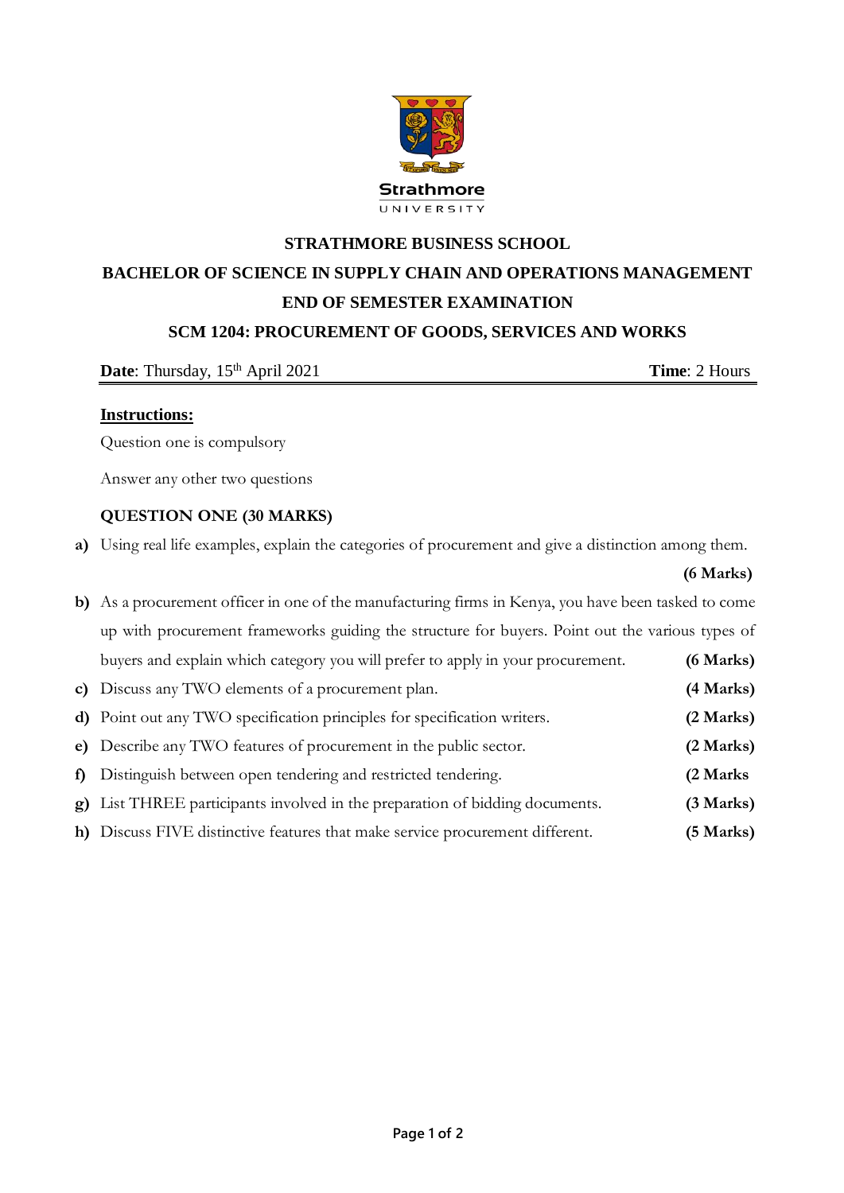Strathmore UNIVERSITY

# STRATHMORE BUSINESS SCHOOL

## BACHELOR OF SCIENCE IN SUPPLY CHAIN AND OPERATIONS MANAGEMENT

## END OF SEMESTER EXAMINATION

## SCM 1204: PROCUREMENT OF GOODS, SERVICES AND WORKS

**Date**: Thursday, 15th April 2021 **Time**: 2 Hours

**Instructions:**

Question one is compulsory

Answer any other two questions

### QUESTION ONE (30 MARKS)

**a)** Using real life examples, explain the categories of procurement and give a distinction among them. **(6 Marks)**

**b)** As a procurement officer in one of the manufacturing firms in Kenya, you have been tasked to come up with procurement frameworks guiding the structure for buyers. Point out the various types of buyers and explain which category you will prefer to apply in your procurement. **(6 Marks)**

**c)** Discuss any TWO elements of a procurement plan. **(4 Marks)**

**d)** Point out any TWO specification principles for specification writers. **(2 Marks)**

**e)** Describe any TWO features of procurement in the public sector. **(2 Marks)**

**f)** Distinguish between open tendering and restricted tendering. **(2 Marks**

**g)** List THREE participants involved in the preparation of bidding documents. **(3 Marks)**

**h)** Discuss FIVE distinctive features that make service procurement different. **(5 Marks)**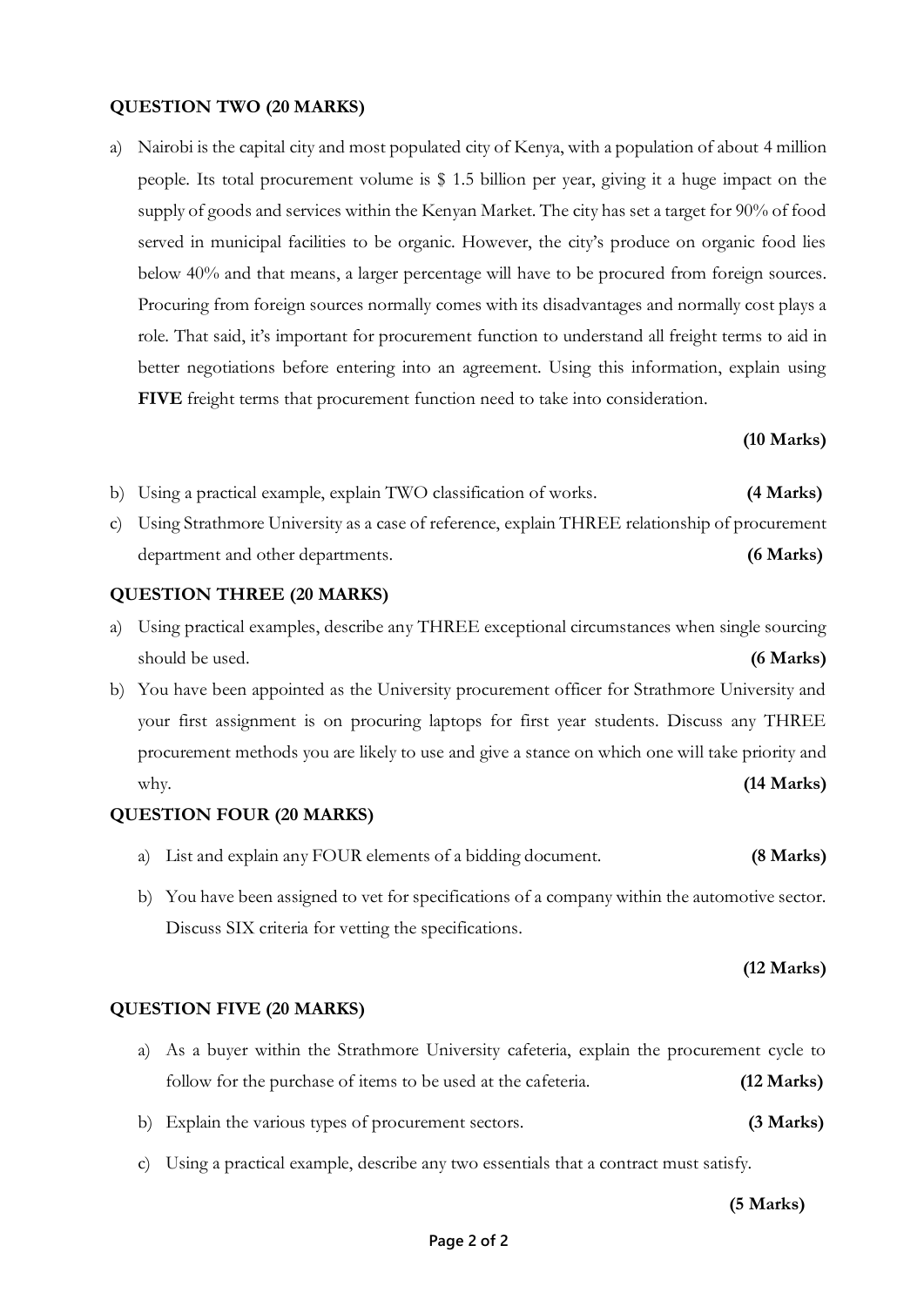**QUESTION TWO (20 MARKS)**

a) Nairobi is the capital city and most populated city of Kenya, with a population of about 4 million people. Its total procurement volume is $ 1.5 billion per year, giving it a huge impact on the supply of goods and services within the Kenyan Market. The city has set a target for 90% of food served in municipal facilities to be organic. However, the city's produce on organic food lies below 40% and that means, a larger percentage will have to be procured from foreign sources. Procuring from foreign sources normally comes with its disadvantages and normally cost plays a role. That said, it's important for procurement function to understand all freight terms to aid in better negotiations before entering into an agreement. Using this information, explain using **FIVE** freight terms that procurement function need to take into consideration.

**(10 Marks)**

b) Using a practical example, explain TWO classification of works. **(4 Marks)**

c) Using Strathmore University as a case of reference, explain THREE relationship of procurement department and other departments. **(6 Marks)**

**QUESTION THREE (20 MARKS)**

a) Using practical examples, describe any THREE exceptional circumstances when single sourcing should be used. **(6 Marks)**

b) You have been appointed as the University procurement officer for Strathmore University and your first assignment is on procuring laptops for first year students. Discuss any THREE procurement methods you are likely to use and give a stance on which one will take priority and why. **(14 Marks)**

**QUESTION FOUR (20 MARKS)**

a) List and explain any FOUR elements of a bidding document. **(8 Marks)**

b) You have been assigned to vet for specifications of a company within the automotive sector. Discuss SIX criteria for vetting the specifications.

**(12 Marks)**

**QUESTION FIVE (20 MARKS)**

a) As a buyer within the Strathmore University cafeteria, explain the procurement cycle to follow for the purchase of items to be used at the cafeteria. **(12 Marks)**

b) Explain the various types of procurement sectors. **(3 Marks)**

c) Using a practical example, describe any two essentials that a contract must satisfy.

**(5 Marks)**